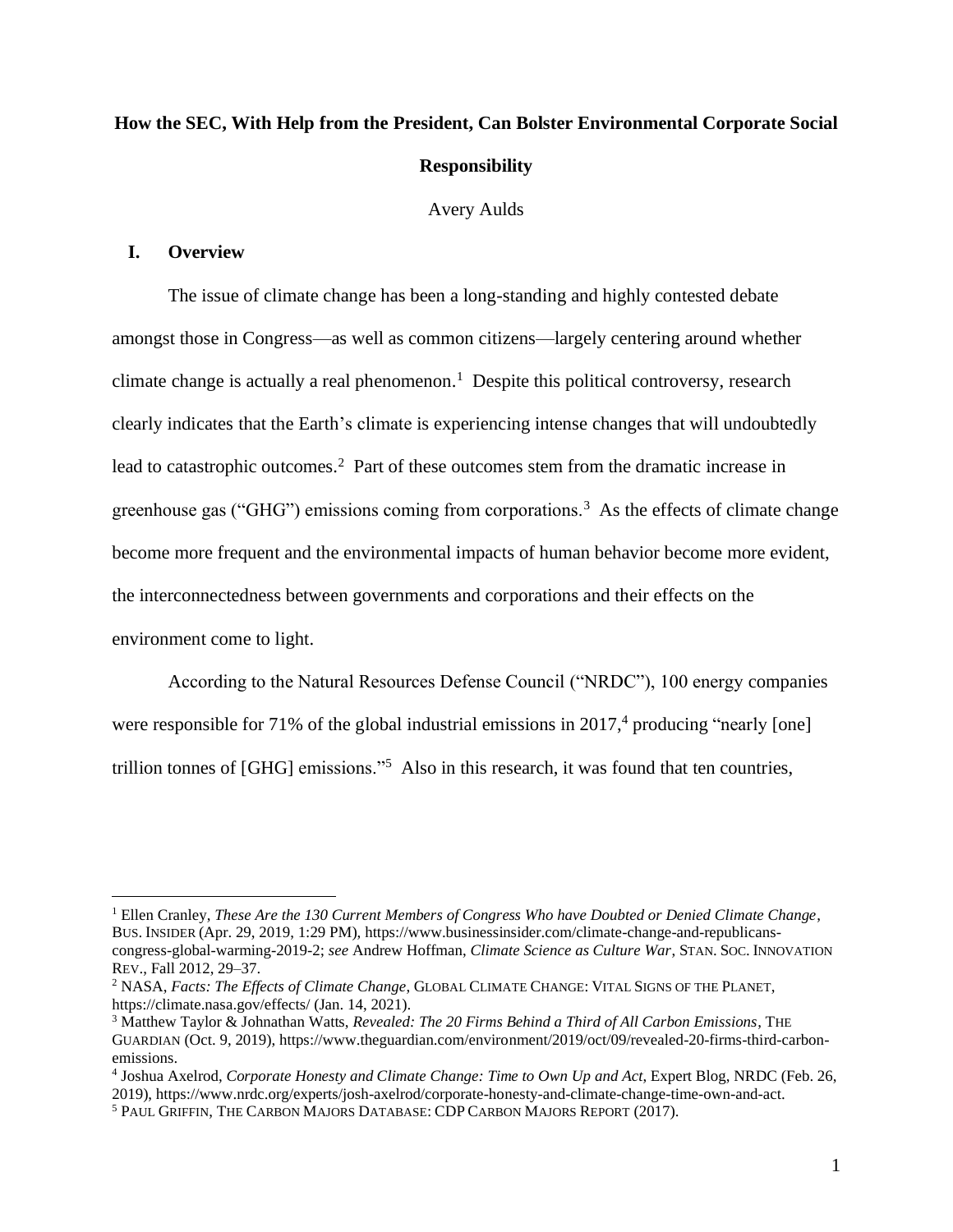# How the SEC, With Help from the President, Can Bolster Environmental Corporate Social Responsibility

Avery Aulds

## I. Overview

The issue of climate change has been a long-standing and highly contested debate amongst those in Congress—as well as common citizens—largely centering around whether climate change is actually a real phenomenon.[1] Despite this political controversy, research clearly indicates that the Earth's climate is experiencing intense changes that will undoubtedly lead to catastrophic outcomes.[2] Part of these outcomes stem from the dramatic increase in greenhouse gas ("GHG") emissions coming from corporations.[3] As the effects of climate change become more frequent and the environmental impacts of human behavior become more evident, the interconnectedness between governments and corporations and their effects on the environment come to light.

According to the Natural Resources Defense Council ("NRDC"), 100 energy companies were responsible for 71% of the global industrial emissions in 2017,[4] producing "nearly [one] trillion tonnes of [GHG] emissions."[5] Also in this research, it was found that ten countries,

---

[1] Ellen Cranley, *These Are the 130 Current Members of Congress Who have Doubted or Denied Climate Change*, BUS. INSIDER (Apr. 29, 2019, 1:29 PM), https://www.businessinsider.com/climate-change-and-republicans-congress-global-warming-2019-2; *see* Andrew Hoffman, *Climate Science as Culture War*, STAN. SOC. INNOVATION REV., Fall 2012, 29–37.

[2] NASA, *Facts: The Effects of Climate Change,* GLOBAL CLIMATE CHANGE: VITAL SIGNS OF THE PLANET, https://climate.nasa.gov/effects/ (Jan. 14, 2021).

[3] Matthew Taylor & Johnathan Watts, *Revealed: The 20 Firms Behind a Third of All Carbon Emissions*, THE GUARDIAN (Oct. 9, 2019), https://www.theguardian.com/environment/2019/oct/09/revealed-20-firms-third-carbon-emissions.

[4] Joshua Axelrod, *Corporate Honesty and Climate Change: Time to Own Up and Act*, Expert Blog, NRDC (Feb. 26, 2019), https://www.nrdc.org/experts/josh-axelrod/corporate-honesty-and-climate-change-time-own-and-act.

[5] PAUL GRIFFIN, THE CARBON MAJORS DATABASE: CDP CARBON MAJORS REPORT (2017).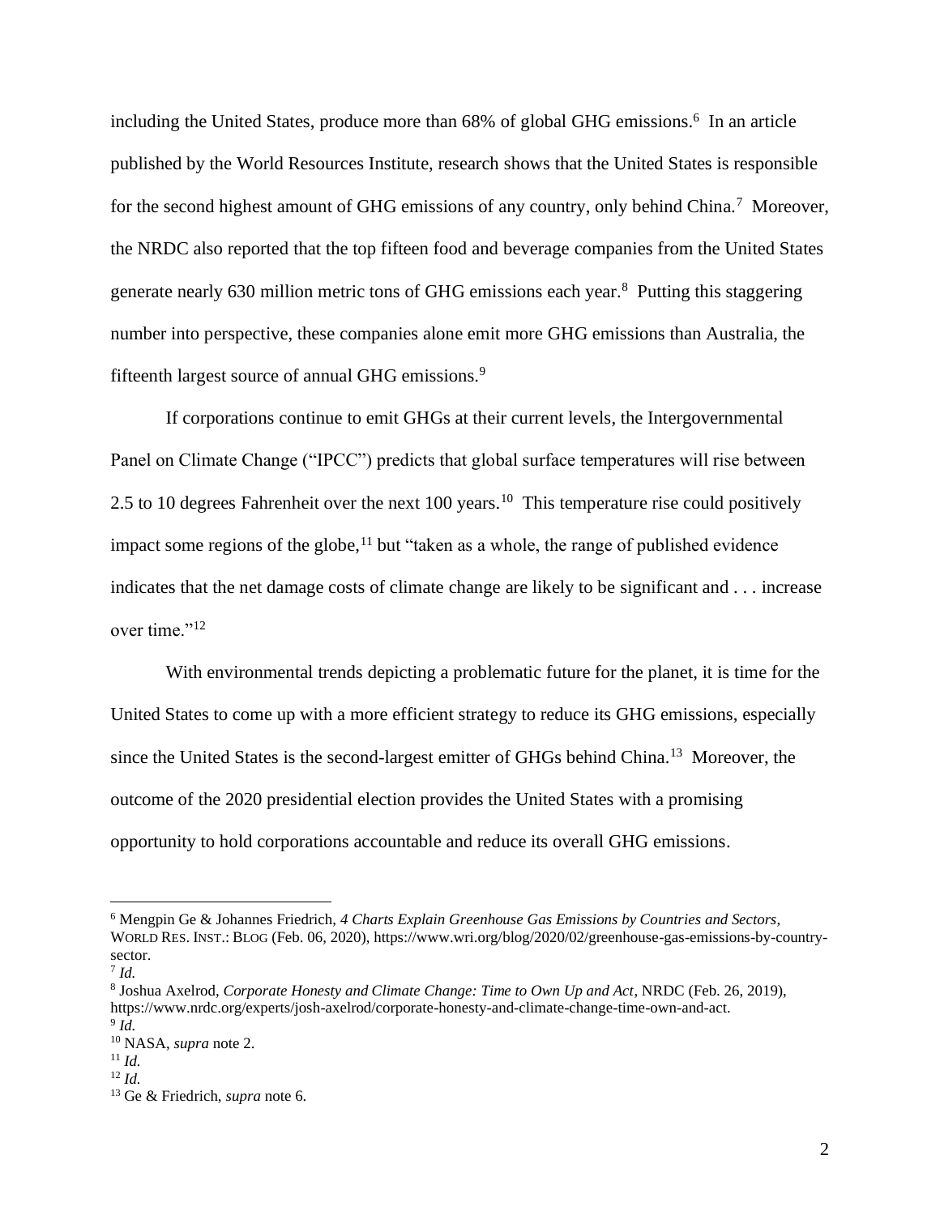including the United States, produce more than 68% of global GHG emissions.[6] In an article published by the World Resources Institute, research shows that the United States is responsible for the second highest amount of GHG emissions of any country, only behind China.[7] Moreover, the NRDC also reported that the top fifteen food and beverage companies from the United States generate nearly 630 million metric tons of GHG emissions each year.[8] Putting this staggering number into perspective, these companies alone emit more GHG emissions than Australia, the fifteenth largest source of annual GHG emissions.[9]

If corporations continue to emit GHGs at their current levels, the Intergovernmental Panel on Climate Change ("IPCC") predicts that global surface temperatures will rise between 2.5 to 10 degrees Fahrenheit over the next 100 years.[10] This temperature rise could positively impact some regions of the globe,[11] but "taken as a whole, the range of published evidence indicates that the net damage costs of climate change are likely to be significant and . . . increase over time."[12]

With environmental trends depicting a problematic future for the planet, it is time for the United States to come up with a more efficient strategy to reduce its GHG emissions, especially since the United States is the second-largest emitter of GHGs behind China.[13] Moreover, the outcome of the 2020 presidential election provides the United States with a promising opportunity to hold corporations accountable and reduce its overall GHG emissions.

---

[6] Mengpin Ge & Johannes Friedrich, *4 Charts Explain Greenhouse Gas Emissions by Countries and Sectors*, WORLD RES. INST.: BLOG (Feb. 06, 2020), https://www.wri.org/blog/2020/02/greenhouse-gas-emissions-by-country-sector.

[7] *Id.*

[8] Joshua Axelrod, *Corporate Honesty and Climate Change: Time to Own Up and Act*, NRDC (Feb. 26, 2019), https://www.nrdc.org/experts/josh-axelrod/corporate-honesty-and-climate-change-time-own-and-act.

[9] *Id.*

[10] NASA, *supra* note 2.

[11] *Id.*

[12] *Id.*

[13] Ge & Friedrich, *supra* note 6.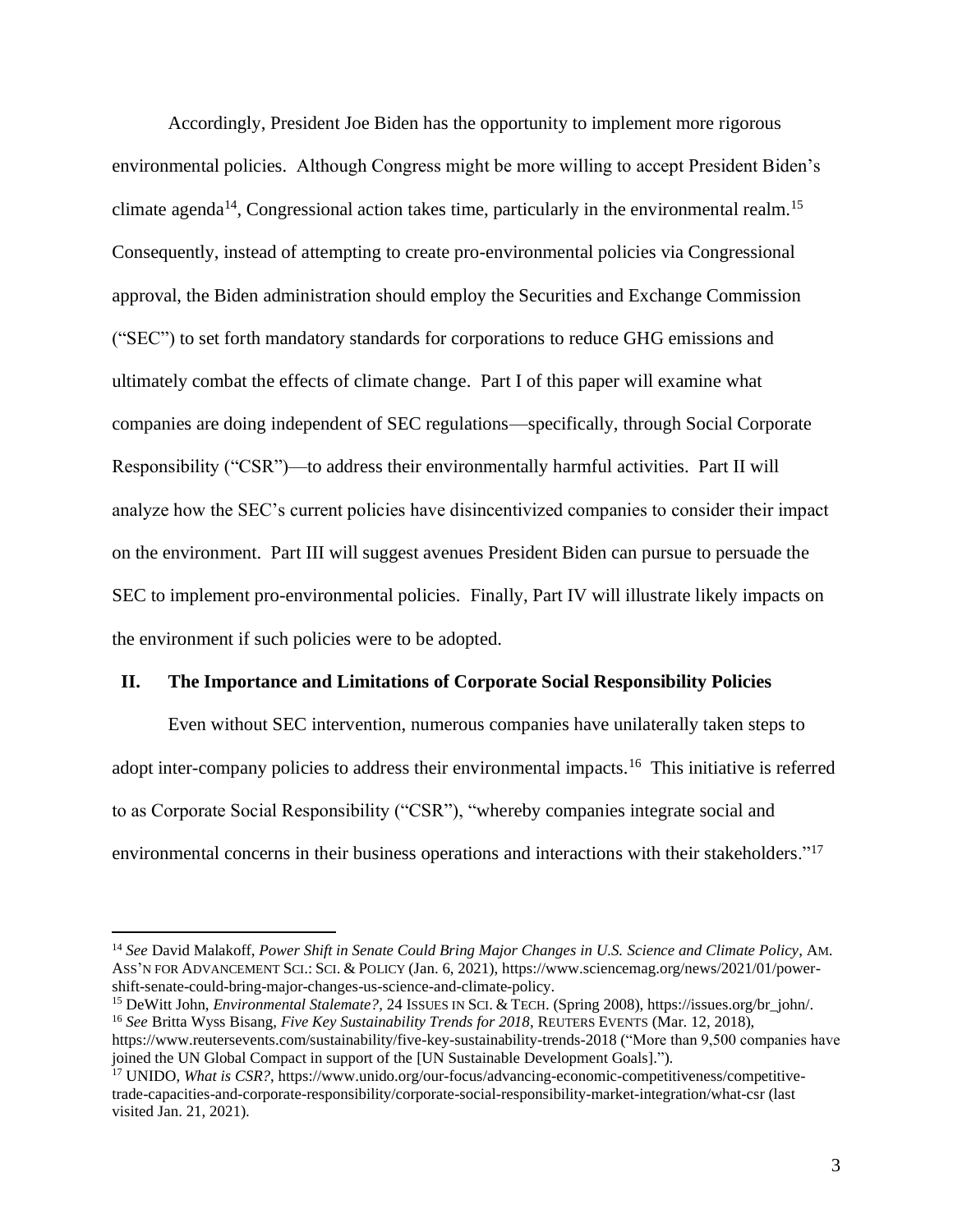Accordingly, President Joe Biden has the opportunity to implement more rigorous environmental policies. Although Congress might be more willing to accept President Biden's climate agenda[14], Congressional action takes time, particularly in the environmental realm.[15] Consequently, instead of attempting to create pro-environmental policies via Congressional approval, the Biden administration should employ the Securities and Exchange Commission ("SEC") to set forth mandatory standards for corporations to reduce GHG emissions and ultimately combat the effects of climate change. Part I of this paper will examine what companies are doing independent of SEC regulations—specifically, through Social Corporate Responsibility ("CSR")—to address their environmentally harmful activities. Part II will analyze how the SEC's current policies have disincentivized companies to consider their impact on the environment. Part III will suggest avenues President Biden can pursue to persuade the SEC to implement pro-environmental policies. Finally, Part IV will illustrate likely impacts on the environment if such policies were to be adopted.

## II. The Importance and Limitations of Corporate Social Responsibility Policies

Even without SEC intervention, numerous companies have unilaterally taken steps to adopt inter-company policies to address their environmental impacts.[16] This initiative is referred to as Corporate Social Responsibility ("CSR"), "whereby companies integrate social and environmental concerns in their business operations and interactions with their stakeholders."[17]

---

[14] *See* David Malakoff, *Power Shift in Senate Could Bring Major Changes in U.S. Science and Climate Policy*, AM. ASS'N FOR ADVANCEMENT SCI.: SCI. & POLICY (Jan. 6, 2021), https://www.sciencemag.org/news/2021/01/power-shift-senate-could-bring-major-changes-us-science-and-climate-policy.

[15] DeWitt John, *Environmental Stalemate?*, 24 ISSUES IN SCI. & TECH. (Spring 2008), https://issues.org/br_john/.

[16] *See* Britta Wyss Bisang, *Five Key Sustainability Trends for 2018*, REUTERS EVENTS (Mar. 12, 2018), https://www.reutersevents.com/sustainability/five-key-sustainability-trends-2018 ("More than 9,500 companies have joined the UN Global Compact in support of the [UN Sustainable Development Goals].").

[17] UNIDO, *What is CSR?*, https://www.unido.org/our-focus/advancing-economic-competitiveness/competitive-trade-capacities-and-corporate-responsibility/corporate-social-responsibility-market-integration/what-csr (last visited Jan. 21, 2021).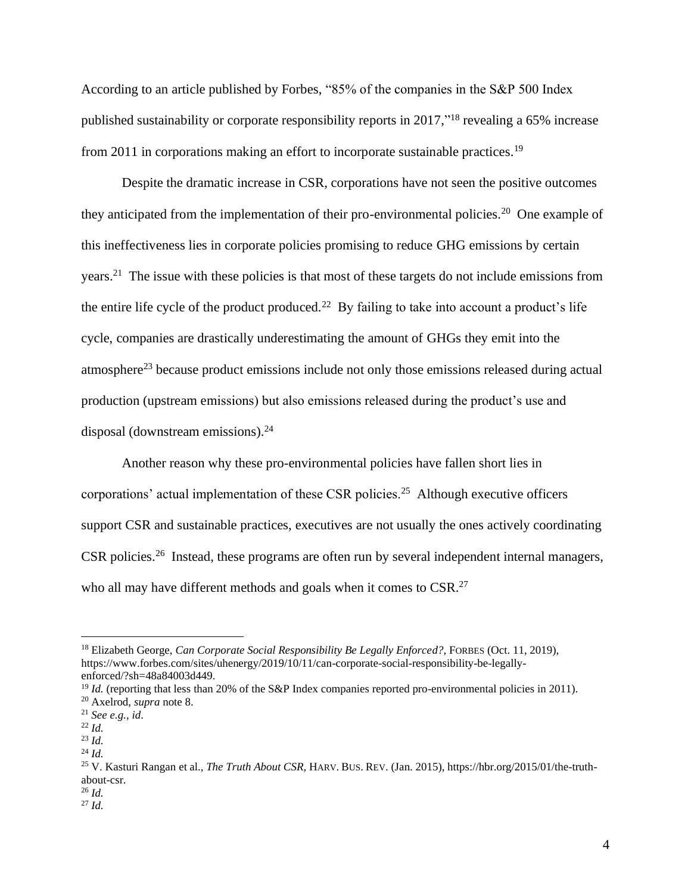According to an article published by Forbes, "85% of the companies in the S&P 500 Index published sustainability or corporate responsibility reports in 2017,"[18] revealing a 65% increase from 2011 in corporations making an effort to incorporate sustainable practices.[19]

Despite the dramatic increase in CSR, corporations have not seen the positive outcomes they anticipated from the implementation of their pro-environmental policies.[20] One example of this ineffectiveness lies in corporate policies promising to reduce GHG emissions by certain years.[21] The issue with these policies is that most of these targets do not include emissions from the entire life cycle of the product produced.[22] By failing to take into account a product's life cycle, companies are drastically underestimating the amount of GHGs they emit into the atmosphere[23] because product emissions include not only those emissions released during actual production (upstream emissions) but also emissions released during the product's use and disposal (downstream emissions).[24]

Another reason why these pro-environmental policies have fallen short lies in corporations' actual implementation of these CSR policies.[25] Although executive officers support CSR and sustainable practices, executives are not usually the ones actively coordinating CSR policies.[26] Instead, these programs are often run by several independent internal managers, who all may have different methods and goals when it comes to CSR.[27]

---

[18] Elizabeth George, *Can Corporate Social Responsibility Be Legally Enforced?*, FORBES (Oct. 11, 2019), https://www.forbes.com/sites/uhenergy/2019/10/11/can-corporate-social-responsibility-be-legally-enforced/?sh=48a84003d449.

[19] *Id.* (reporting that less than 20% of the S&P Index companies reported pro-environmental policies in 2011).

[20] Axelrod, *supra* note 8.

[21] *See e.g.*, *id*.

[22] *Id.*

[23] *Id.*

[24] *Id.*

[25] V. Kasturi Rangan et al., *The Truth About CSR*, HARV. BUS. REV. (Jan. 2015), https://hbr.org/2015/01/the-truth-about-csr.

[26] *Id.*

[27] *Id.*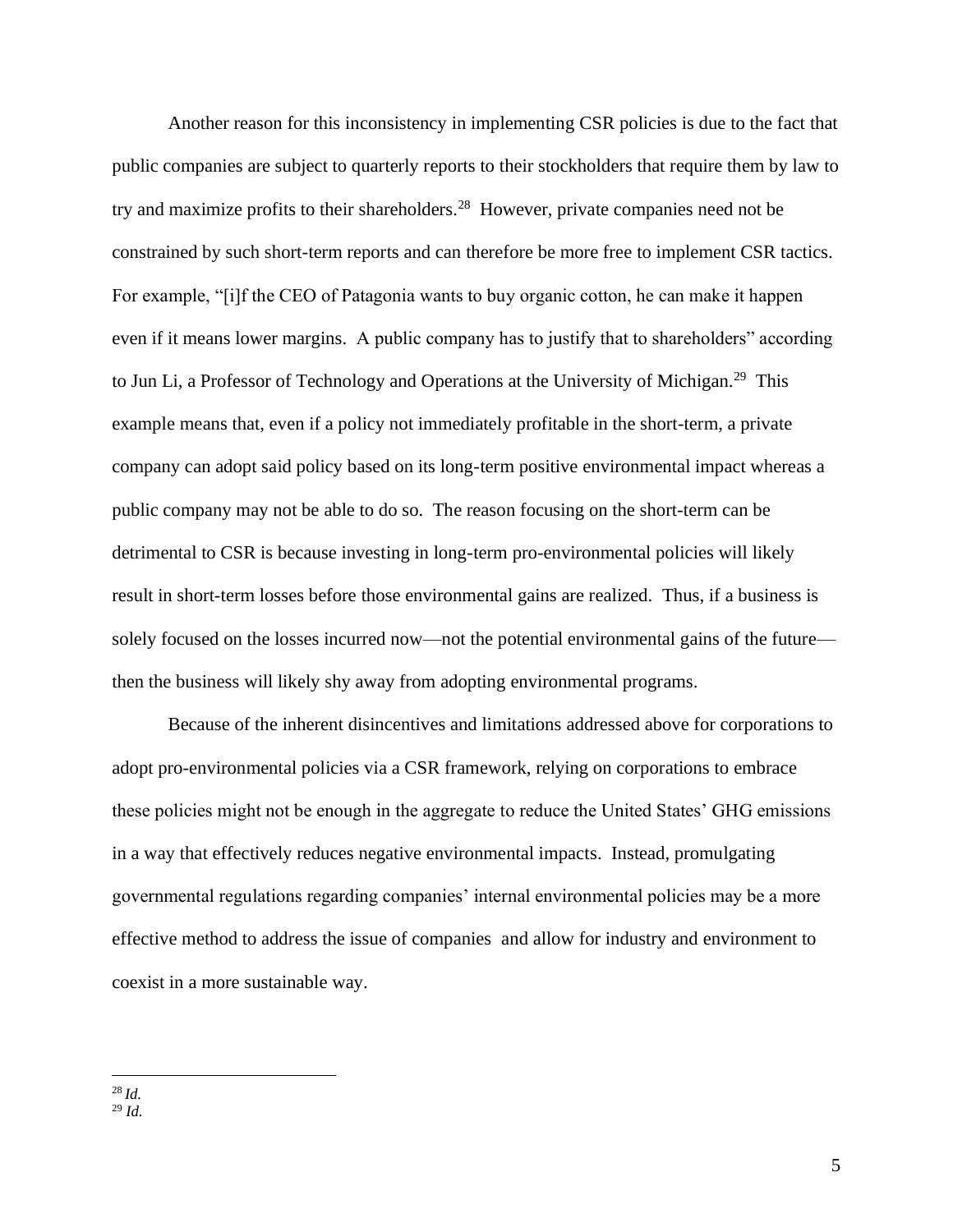Another reason for this inconsistency in implementing CSR policies is due to the fact that public companies are subject to quarterly reports to their stockholders that require them by law to try and maximize profits to their shareholders.[28] However, private companies need not be constrained by such short-term reports and can therefore be more free to implement CSR tactics. For example, "[i]f the CEO of Patagonia wants to buy organic cotton, he can make it happen even if it means lower margins. A public company has to justify that to shareholders" according to Jun Li, a Professor of Technology and Operations at the University of Michigan.[29] This example means that, even if a policy not immediately profitable in the short-term, a private company can adopt said policy based on its long-term positive environmental impact whereas a public company may not be able to do so. The reason focusing on the short-term can be detrimental to CSR is because investing in long-term pro-environmental policies will likely result in short-term losses before those environmental gains are realized. Thus, if a business is solely focused on the losses incurred now—not the potential environmental gains of the future—then the business will likely shy away from adopting environmental programs.

Because of the inherent disincentives and limitations addressed above for corporations to adopt pro-environmental policies via a CSR framework, relying on corporations to embrace these policies might not be enough in the aggregate to reduce the United States' GHG emissions in a way that effectively reduces negative environmental impacts. Instead, promulgating governmental regulations regarding companies' internal environmental policies may be a more effective method to address the issue of companies and allow for industry and environment to coexist in a more sustainable way.

---

[28] *Id.*

[29] *Id.*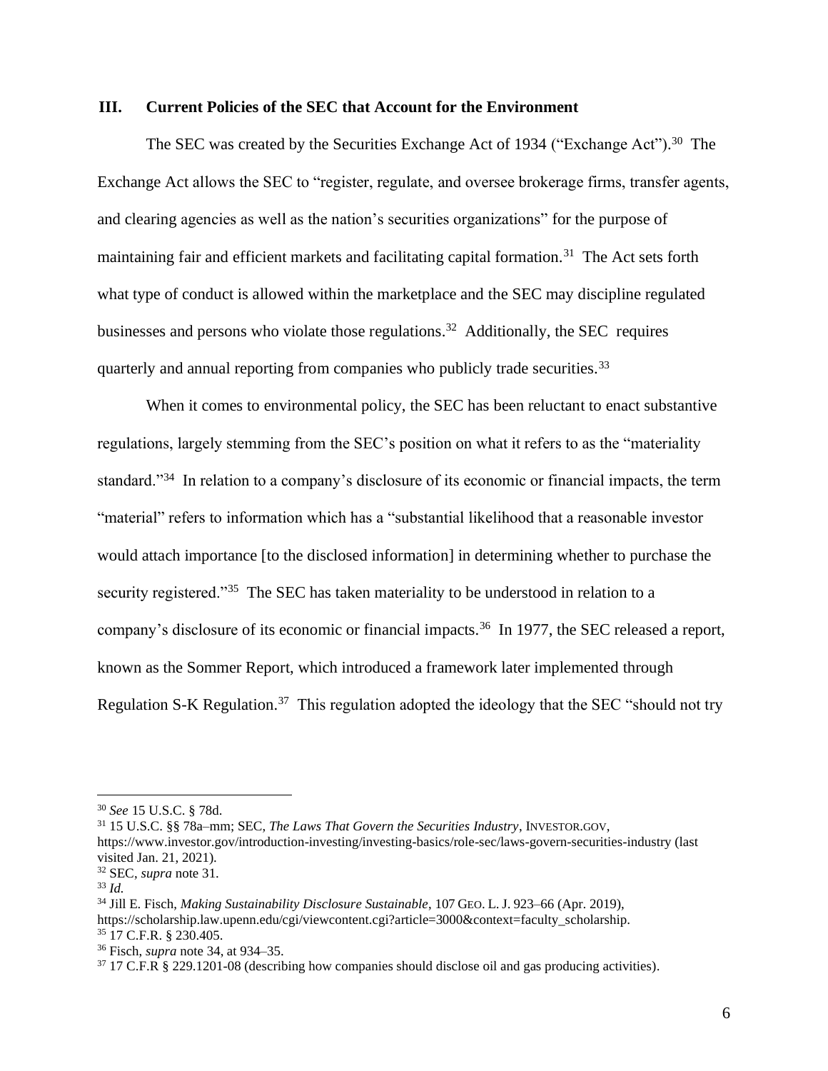## III. Current Policies of the SEC that Account for the Environment

The SEC was created by the Securities Exchange Act of 1934 ("Exchange Act").[30] The Exchange Act allows the SEC to "register, regulate, and oversee brokerage firms, transfer agents, and clearing agencies as well as the nation's securities organizations" for the purpose of maintaining fair and efficient markets and facilitating capital formation.[31] The Act sets forth what type of conduct is allowed within the marketplace and the SEC may discipline regulated businesses and persons who violate those regulations.[32] Additionally, the SEC requires quarterly and annual reporting from companies who publicly trade securities.[33]

When it comes to environmental policy, the SEC has been reluctant to enact substantive regulations, largely stemming from the SEC's position on what it refers to as the "materiality standard."[34] In relation to a company's disclosure of its economic or financial impacts, the term "material" refers to information which has a "substantial likelihood that a reasonable investor would attach importance [to the disclosed information] in determining whether to purchase the security registered."[35] The SEC has taken materiality to be understood in relation to a company's disclosure of its economic or financial impacts.[36] In 1977, the SEC released a report, known as the Sommer Report, which introduced a framework later implemented through Regulation S-K Regulation.[37] This regulation adopted the ideology that the SEC "should not try

---

[30] *See* 15 U.S.C. § 78d.

[31] 15 U.S.C. §§ 78a–mm; SEC, *The Laws That Govern the Securities Industry*, INVESTOR.GOV, https://www.investor.gov/introduction-investing/investing-basics/role-sec/laws-govern-securities-industry (last visited Jan. 21, 2021).

[32] SEC, *supra* note 31.

[33] *Id.*

[34] Jill E. Fisch, *Making Sustainability Disclosure Sustainable*, 107 GEO. L. J. 923–66 (Apr. 2019), https://scholarship.law.upenn.edu/cgi/viewcontent.cgi?article=3000&context=faculty_scholarship.

[35] 17 C.F.R. § 230.405.

[36] Fisch, *supra* note 34, at 934–35.

[37] 17 C.F.R § 229.1201-08 (describing how companies should disclose oil and gas producing activities).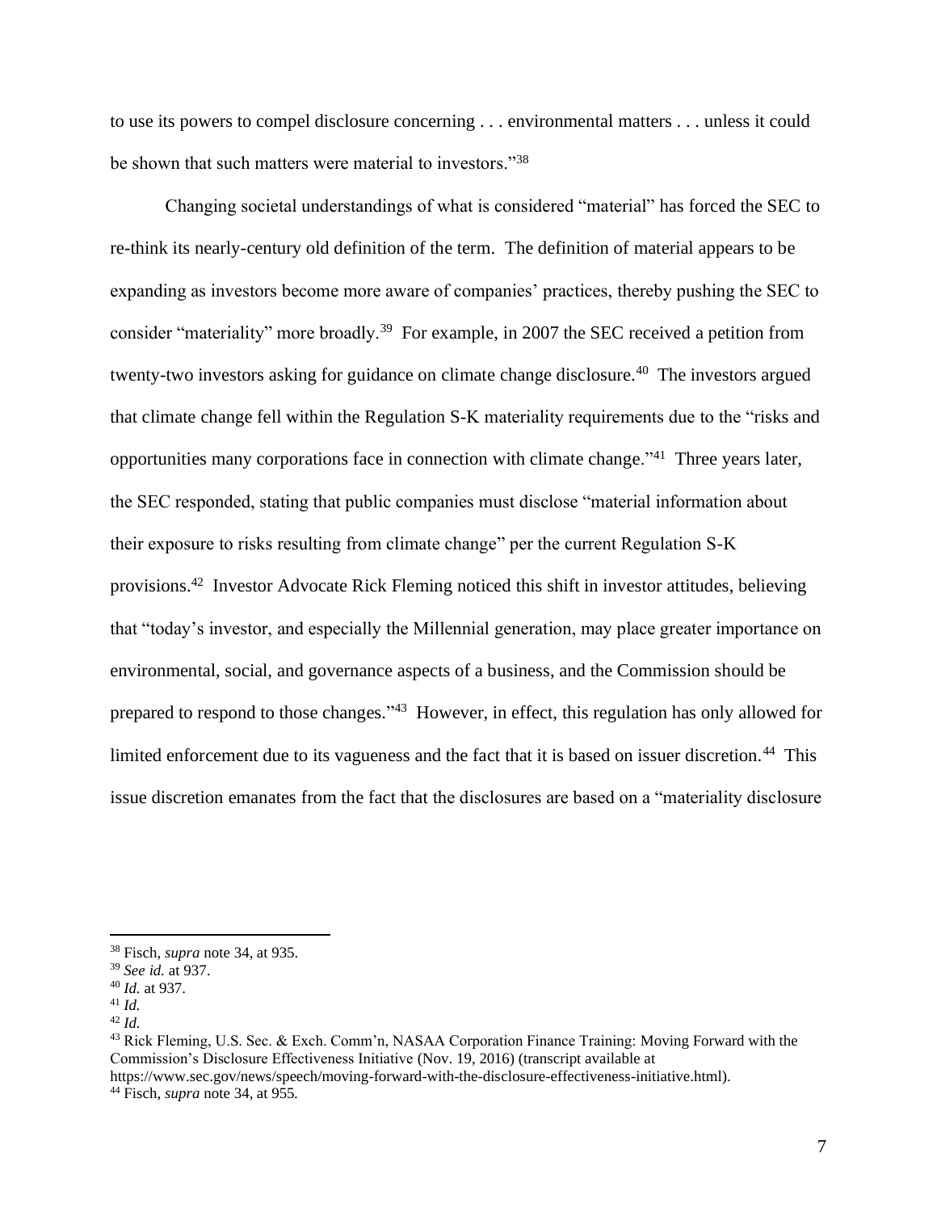to use its powers to compel disclosure concerning . . . environmental matters . . . unless it could be shown that such matters were material to investors."[38]

Changing societal understandings of what is considered "material" has forced the SEC to re-think its nearly-century old definition of the term. The definition of material appears to be expanding as investors become more aware of companies' practices, thereby pushing the SEC to consider "materiality" more broadly.[39] For example, in 2007 the SEC received a petition from twenty-two investors asking for guidance on climate change disclosure.[40] The investors argued that climate change fell within the Regulation S-K materiality requirements due to the "risks and opportunities many corporations face in connection with climate change."[41] Three years later, the SEC responded, stating that public companies must disclose "material information about their exposure to risks resulting from climate change" per the current Regulation S-K provisions.[42] Investor Advocate Rick Fleming noticed this shift in investor attitudes, believing that "today's investor, and especially the Millennial generation, may place greater importance on environmental, social, and governance aspects of a business, and the Commission should be prepared to respond to those changes."[43] However, in effect, this regulation has only allowed for limited enforcement due to its vagueness and the fact that it is based on issuer discretion.[44] This issue discretion emanates from the fact that the disclosures are based on a "materiality disclosure

---

[38] Fisch, *supra* note 34, at 935.
[39] *See id.* at 937.
[40] *Id.* at 937.
[41] *Id.*
[42] *Id.*
[43] Rick Fleming, U.S. Sec. & Exch. Comm'n, NASAA Corporation Finance Training: Moving Forward with the Commission's Disclosure Effectiveness Initiative (Nov. 19, 2016) (transcript available at https://www.sec.gov/news/speech/moving-forward-with-the-disclosure-effectiveness-initiative.html).
[44] Fisch, *supra* note 34, at 955.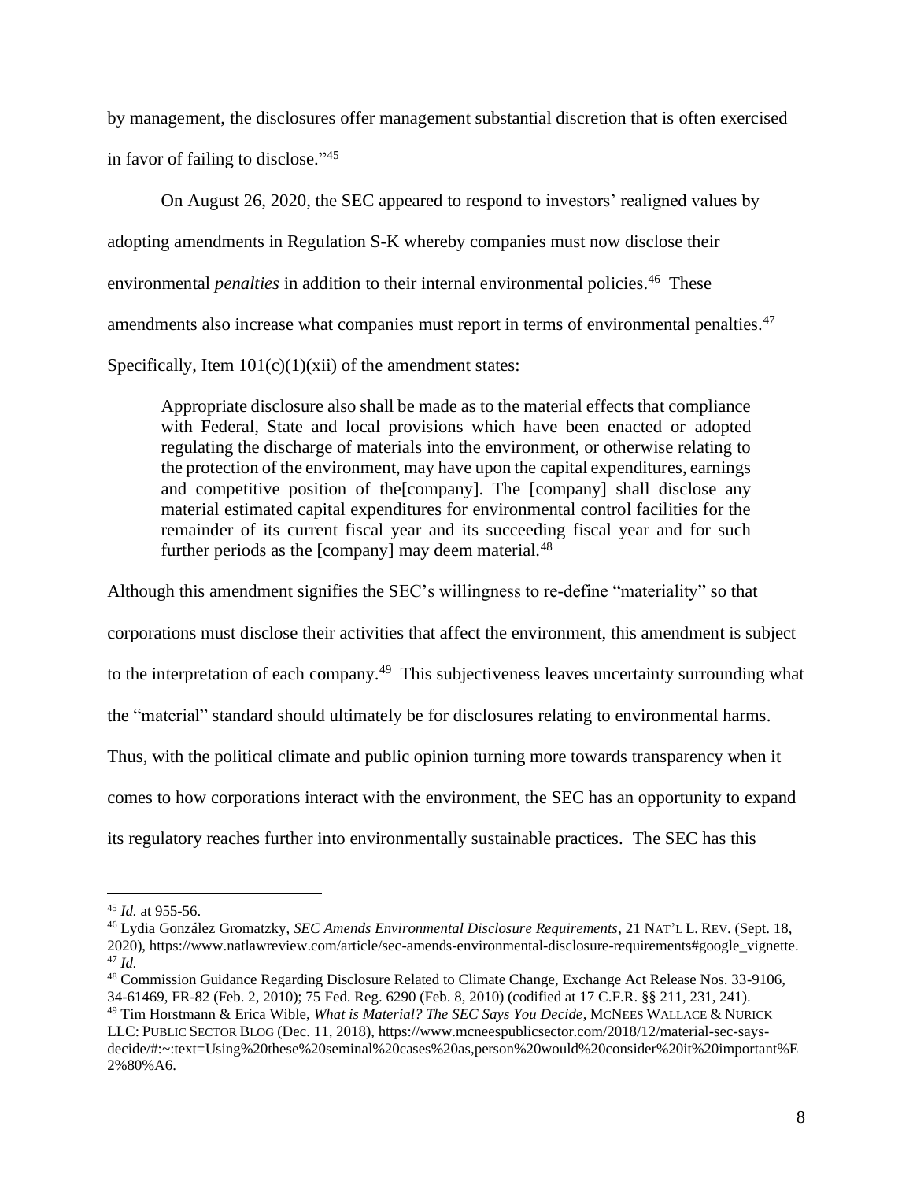by management, the disclosures offer management substantial discretion that is often exercised in favor of failing to disclose."[45]

On August 26, 2020, the SEC appeared to respond to investors' realigned values by adopting amendments in Regulation S-K whereby companies must now disclose their environmental *penalties* in addition to their internal environmental policies.[46] These amendments also increase what companies must report in terms of environmental penalties.[47] Specifically, Item 101(c)(1)(xii) of the amendment states:

> Appropriate disclosure also shall be made as to the material effects that compliance with Federal, State and local provisions which have been enacted or adopted regulating the discharge of materials into the environment, or otherwise relating to the protection of the environment, may have upon the capital expenditures, earnings and competitive position of the[company]. The [company] shall disclose any material estimated capital expenditures for environmental control facilities for the remainder of its current fiscal year and its succeeding fiscal year and for such further periods as the [company] may deem material.[48]

Although this amendment signifies the SEC's willingness to re-define "materiality" so that corporations must disclose their activities that affect the environment, this amendment is subject to the interpretation of each company.[49] This subjectiveness leaves uncertainty surrounding what the "material" standard should ultimately be for disclosures relating to environmental harms. Thus, with the political climate and public opinion turning more towards transparency when it comes to how corporations interact with the environment, the SEC has an opportunity to expand its regulatory reaches further into environmentally sustainable practices. The SEC has this

---

[45] *Id.* at 955-56.

[46] Lydia González Gromatzky, *SEC Amends Environmental Disclosure Requirements*, 21 NAT'L L. REV. (Sept. 18, 2020), https://www.natlawreview.com/article/sec-amends-environmental-disclosure-requirements#google_vignette.

[47] *Id.*

[48] Commission Guidance Regarding Disclosure Related to Climate Change, Exchange Act Release Nos. 33-9106, 34-61469, FR-82 (Feb. 2, 2010); 75 Fed. Reg. 6290 (Feb. 8, 2010) (codified at 17 C.F.R. §§ 211, 231, 241).

[49] Tim Horstmann & Erica Wible, *What is Material? The SEC Says You Decide*, MCNEES WALLACE & NURICK LLC: PUBLIC SECTOR BLOG (Dec. 11, 2018), https://www.mcneespublicsector.com/2018/12/material-sec-says-decide/#:~:text=Using%20these%20seminal%20cases%20as,person%20would%20consider%20it%20important%E2%80%A6.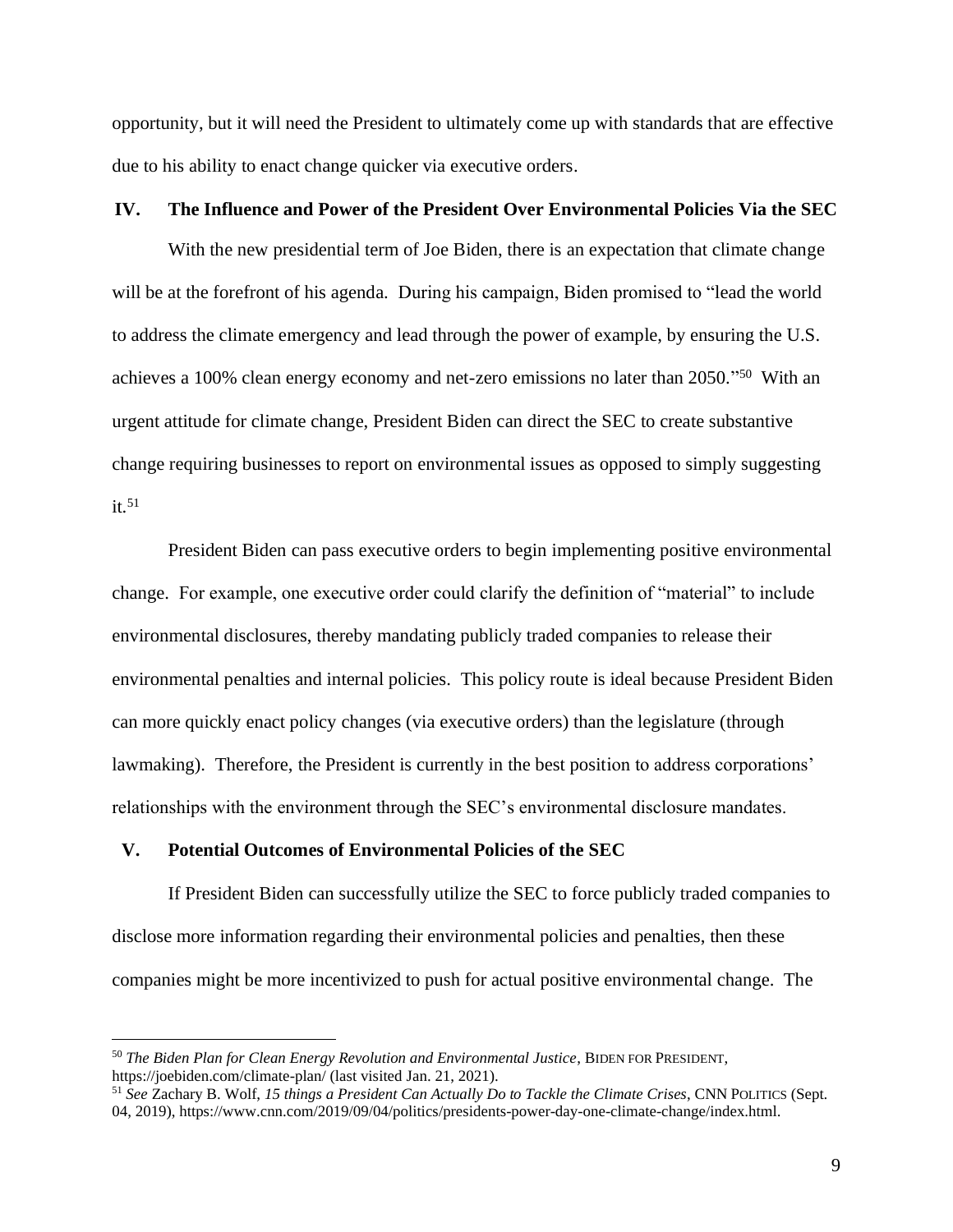opportunity, but it will need the President to ultimately come up with standards that are effective due to his ability to enact change quicker via executive orders.

## IV. The Influence and Power of the President Over Environmental Policies Via the SEC

With the new presidential term of Joe Biden, there is an expectation that climate change will be at the forefront of his agenda. During his campaign, Biden promised to "lead the world to address the climate emergency and lead through the power of example, by ensuring the U.S. achieves a 100% clean energy economy and net-zero emissions no later than 2050."[50] With an urgent attitude for climate change, President Biden can direct the SEC to create substantive change requiring businesses to report on environmental issues as opposed to simply suggesting it.[51]

President Biden can pass executive orders to begin implementing positive environmental change. For example, one executive order could clarify the definition of "material" to include environmental disclosures, thereby mandating publicly traded companies to release their environmental penalties and internal policies. This policy route is ideal because President Biden can more quickly enact policy changes (via executive orders) than the legislature (through lawmaking). Therefore, the President is currently in the best position to address corporations' relationships with the environment through the SEC's environmental disclosure mandates.

## V. Potential Outcomes of Environmental Policies of the SEC

If President Biden can successfully utilize the SEC to force publicly traded companies to disclose more information regarding their environmental policies and penalties, then these companies might be more incentivized to push for actual positive environmental change. The

---

[50] *The Biden Plan for Clean Energy Revolution and Environmental Justice*, BIDEN FOR PRESIDENT, https://joebiden.com/climate-plan/ (last visited Jan. 21, 2021).

[51] *See* Zachary B. Wolf, *15 things a President Can Actually Do to Tackle the Climate Crises*, CNN POLITICS (Sept. 04, 2019), https://www.cnn.com/2019/09/04/politics/presidents-power-day-one-climate-change/index.html.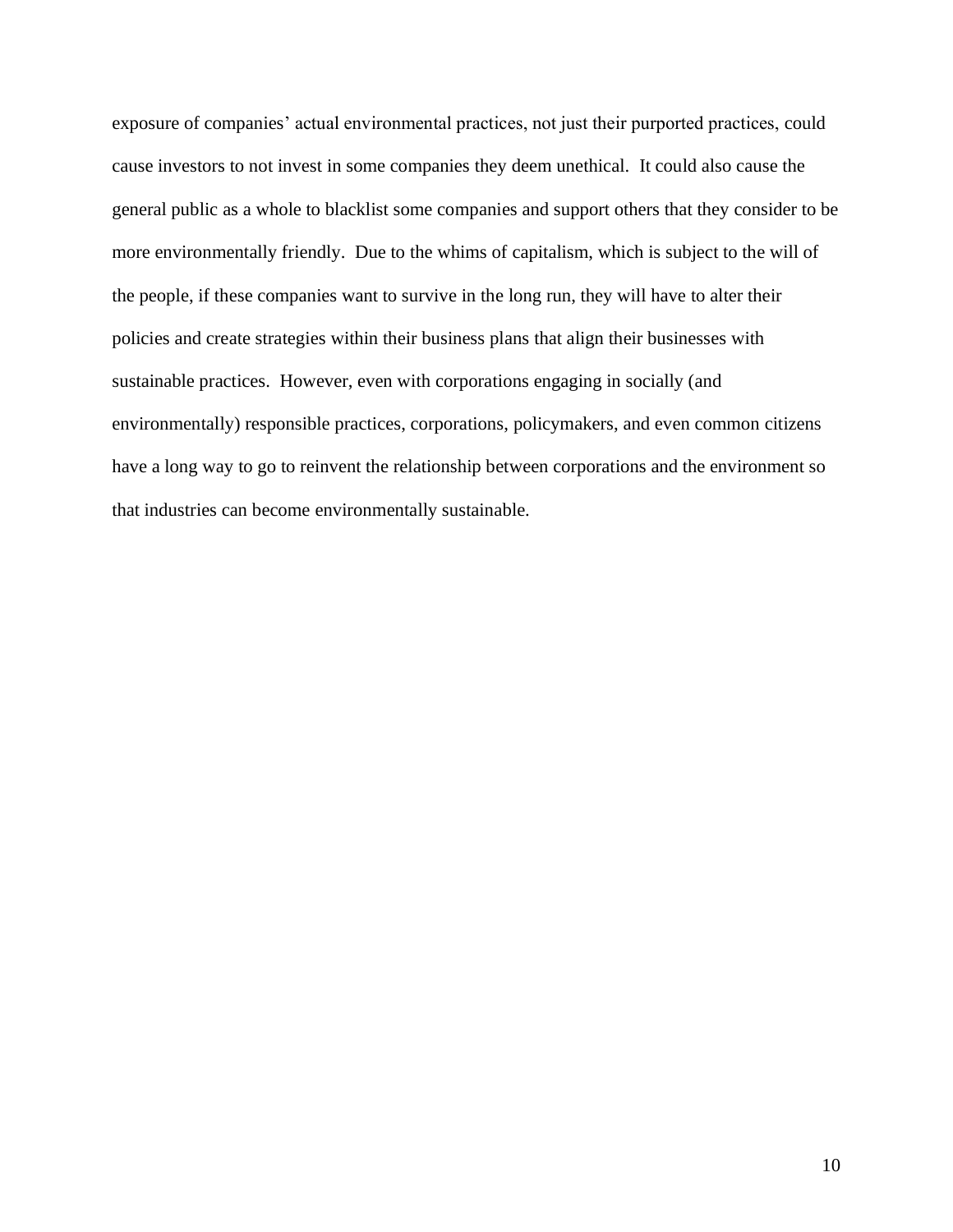exposure of companies' actual environmental practices, not just their purported practices, could cause investors to not invest in some companies they deem unethical. It could also cause the general public as a whole to blacklist some companies and support others that they consider to be more environmentally friendly. Due to the whims of capitalism, which is subject to the will of the people, if these companies want to survive in the long run, they will have to alter their policies and create strategies within their business plans that align their businesses with sustainable practices. However, even with corporations engaging in socially (and environmentally) responsible practices, corporations, policymakers, and even common citizens have a long way to go to reinvent the relationship between corporations and the environment so that industries can become environmentally sustainable.